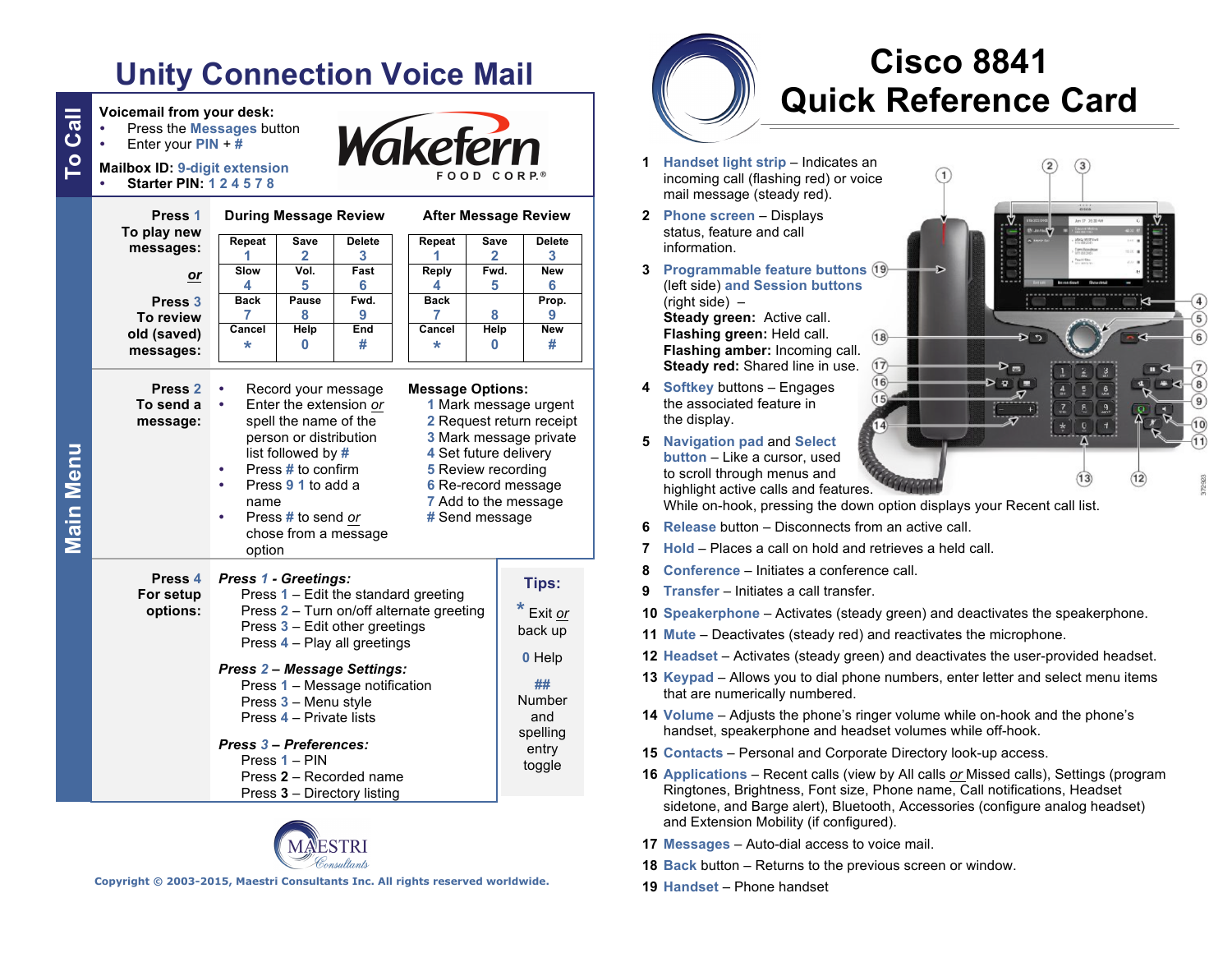# Unity Connection Voice Mail

## To Call

**Voicemail from your desk:**

- Press the Messages button
- Enter your PIN + #

**Mailbox ID: 9-digit extension**

- **Starter PIN:** 1 2 4 5 7 8

Wakefern FOOD CORP.®

## Main Menu

**Press 1 To play new messages:**

*or*

**Press 3 To review old (saved) messages:**

**During Message Review**

| Repeat 1 | Save 2 | Delete 3 |
|---|---|---|
| Slow 4 | Vol. 5 | Fast 6 |
| Back 7 | Pause 8 | Fwd. 9 |
| Cancel * | Help 0 | End # |

**After Message Review**

| Repeat 1 | Save 2 | Delete 3 |
|---|---|---|
| Reply 4 | Fwd. 5 | New 6 |
| Back 7 | 8 | Prop. 9 |
| Cancel * | Help 0 | New # |

**Press 2 To send a message:**

- Record your message
- Enter the extension *or* spell the name of the person or distribution list followed by #
- Press # to confirm
- Press 9 1 to add a name
- Press # to send *or* chose from a message option

**Message Options:**

1 Mark message urgent
2 Request return receipt
3 Mark message private
4 Set future delivery
5 Review recording
6 Re-record message
7 Add to the message
# Send message

**Press 4 For setup options:**

***Press 1 - Greetings:***
Press 1 – Edit the standard greeting
Press 2 – Turn on/off alternate greeting
Press 3 – Edit other greetings
Press 4 – Play all greetings

***Press 2 – Message Settings:***
Press 1 – Message notification
Press 3 – Menu style
Press 4 – Private lists

***Press 3 – Preferences:***
Press 1 – PIN
Press 2 – Recorded name
Press 3 – Directory listing

**Tips:**

\* Exit *or* back up

0 Help

\## Number and spelling entry toggle

MAESTRI Consultants

Copyright © 2003-2015, Maestri Consultants Inc. All rights reserved worldwide.

# Cisco 8841 Quick Reference Card

1. **Handset light strip** – Indicates an incoming call (flashing red) or voice mail message (steady red).
2. **Phone screen** – Displays status, feature and call information.
3. **Programmable feature buttons** (left side) **and Session buttons** (right side) –
   **Steady green:** Active call.
   **Flashing green:** Held call.
   **Flashing amber:** Incoming call.
   **Steady red:** Shared line in use.
4. **Softkey** buttons – Engages the associated feature in the display.
5. **Navigation pad** and **Select button** – Like a cursor, used to scroll through menus and highlight active calls and features. While on-hook, pressing the down option displays your Recent call list.
6. **Release** button – Disconnects from an active call.
7. **Hold** – Places a call on hold and retrieves a held call.
8. **Conference** – Initiates a conference call.
9. **Transfer** – Initiates a call transfer.
10. **Speakerphone** – Activates (steady green) and deactivates the speakerphone.
11. **Mute** – Deactivates (steady red) and reactivates the microphone.
12. **Headset** – Activates (steady green) and deactivates the user-provided headset.
13. **Keypad** – Allows you to dial phone numbers, enter letter and select menu items that are numerically ordered.
14. **Volume** – Adjusts the phone's ringer volume while on-hook and the phone's handset, speakerphone and headset volumes while off-hook.
15. **Contacts** – Personal and Corporate Directory look-up access.
16. **Applications** – Recent calls (view by All calls *or* Missed calls), Settings (program Ringtones, Brightness, Font size, Phone name, Call notifications, Headset sidetone, and Barge alert), Bluetooth, Accessories (configure analog headset) and Extension Mobility (if configured).
17. **Messages** – Auto-dial access to voice mail.
18. **Back** button – Returns to the previous screen or window.
19. **Handset** – Phone handset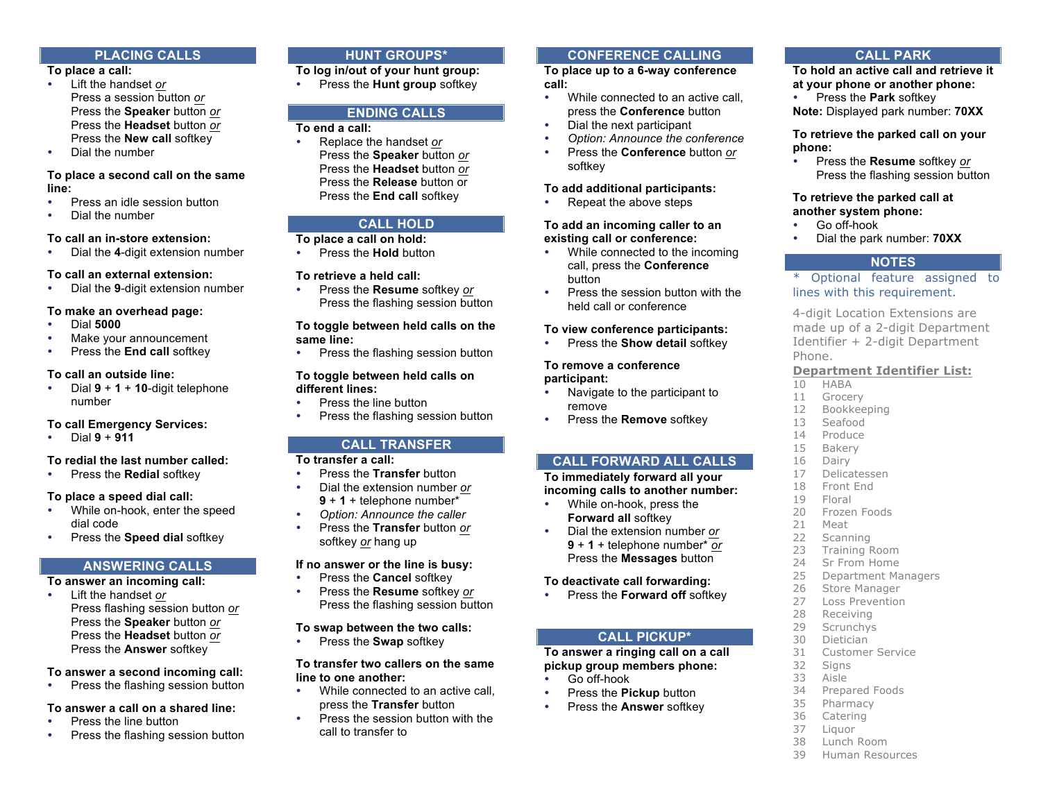## PLACING CALLS

**To place a call:**

- Lift the handset *or*
  Press a session button *or*
  Press the **Speaker** button *or*
  Press the **Headset** button *or*
  Press the **New call** softkey
- Dial the number

**To place a second call on the same line:**

- Press an idle session button
- Dial the number

**To call an in-store extension:**

- Dial the **4**-digit extension number

**To call an external extension:**

- Dial the **9**-digit extension number

**To make an overhead page:**

- Dial **5000**
- Make your announcement
- Press the **End call** softkey

**To call an outside line:**

- Dial **9** + **1** + **10**-digit telephone number

**To call Emergency Services:**

- Dial **9** + **911**

**To redial the last number called:**

- Press the **Redial** softkey

**To place a speed dial call:**

- While on-hook, enter the speed dial code
- Press the **Speed dial** softkey

## ANSWERING CALLS

**To answer an incoming call:**

- Lift the handset *or*
  Press flashing session button *or*
  Press the **Speaker** button *or*
  Press the **Headset** button *or*
  Press the **Answer** softkey

**To answer a second incoming call:**

- Press the flashing session button

**To answer a call on a shared line:**

- Press the line button
- Press the flashing session button

## HUNT GROUPS*

**To log in/out of your hunt group:**

- Press the **Hunt group** softkey

## ENDING CALLS

**To end a call:**

- Replace the handset *or*
  Press the **Speaker** button *or*
  Press the **Headset** button *or*
  Press the **Release** button or
  Press the **End call** softkey

## CALL HOLD

**To place a call on hold:**

- Press the **Hold** button

**To retrieve a held call:**

- Press the **Resume** softkey *or*
  Press the flashing session button

**To toggle between held calls on the same line:**

- Press the flashing session button

**To toggle between held calls on different lines:**

- Press the line button
- Press the flashing session button

## CALL TRANSFER

**To transfer a call:**

- Press the **Transfer** button
- Dial the extension number *or*
  **9** + **1** + telephone number*
- *Option: Announce the caller*
- Press the **Transfer** button *or* softkey *or* hang up

**If no answer or the line is busy:**

- Press the **Cancel** softkey
- Press the **Resume** softkey *or*
  Press the flashing session button

**To swap between the two calls:**

- Press the **Swap** softkey

**To transfer two callers on the same line to one another:**

- While connected to an active call, press the **Transfer** button
- Press the session button with the call to transfer to

## CONFERENCE CALLING

**To place up to a 6-way conference call:**

- While connected to an active call, press the **Conference** button
- Dial the next participant
- *Option: Announce the conference*
- Press the **Conference** button *or* softkey

**To add additional participants:**

- Repeat the above steps

**To add an incoming caller to an existing call or conference:**

- While connected to the incoming call, press the **Conference** button
- Press the session button with the held call or conference

**To view conference participants:**

- Press the **Show detail** softkey

**To remove a conference participant:**

- Navigate to the participant to remove
- Press the **Remove** softkey

## CALL FORWARD ALL CALLS

**To immediately forward all your incoming calls to another number:**

- While on-hook, press the **Forward all** softkey
- Dial the extension number *or*
  **9** + **1** + telephone number* *or*
  Press the **Messages** button

**To deactivate call forwarding:**

- Press the **Forward off** softkey

## CALL PICKUP*

**To answer a ringing call on a call pickup group members phone:**

- Go off-hook
- Press the **Pickup** button
- Press the **Answer** softkey

## CALL PARK

**To hold an active call and retrieve it at your phone or another phone:**

- Press the **Park** softkey

**Note:** Displayed park number: **70XX**

**To retrieve the parked call on your phone:**

- Press the **Resume** softkey *or*
  Press the flashing session button

**To retrieve the parked call at another system phone:**

- Go off-hook
- Dial the park number: **70XX**

## NOTES

* Optional feature assigned to lines with this requirement.

4-digit Location Extensions are made up of a 2-digit Department Identifier + 2-digit Department Phone.

**Department Identifier List:**

| | |
|---|---|
| 10 | HABA |
| 11 | Grocery |
| 12 | Bookkeeping |
| 13 | Seafood |
| 14 | Produce |
| 15 | Bakery |
| 16 | Dairy |
| 17 | Delicatessen |
| 18 | Front End |
| 19 | Floral |
| 20 | Frozen Foods |
| 21 | Meat |
| 22 | Scanning |
| 23 | Training Room |
| 24 | Sr From Home |
| 25 | Department Managers |
| 26 | Store Manager |
| 27 | Loss Prevention |
| 28 | Receiving |
| 29 | Scrunchys |
| 30 | Dietician |
| 31 | Customer Service |
| 32 | Signs |
| 33 | Aisle |
| 34 | Prepared Foods |
| 35 | Pharmacy |
| 36 | Catering |
| 37 | Liquor |
| 38 | Lunch Room |
| 39 | Human Resources |